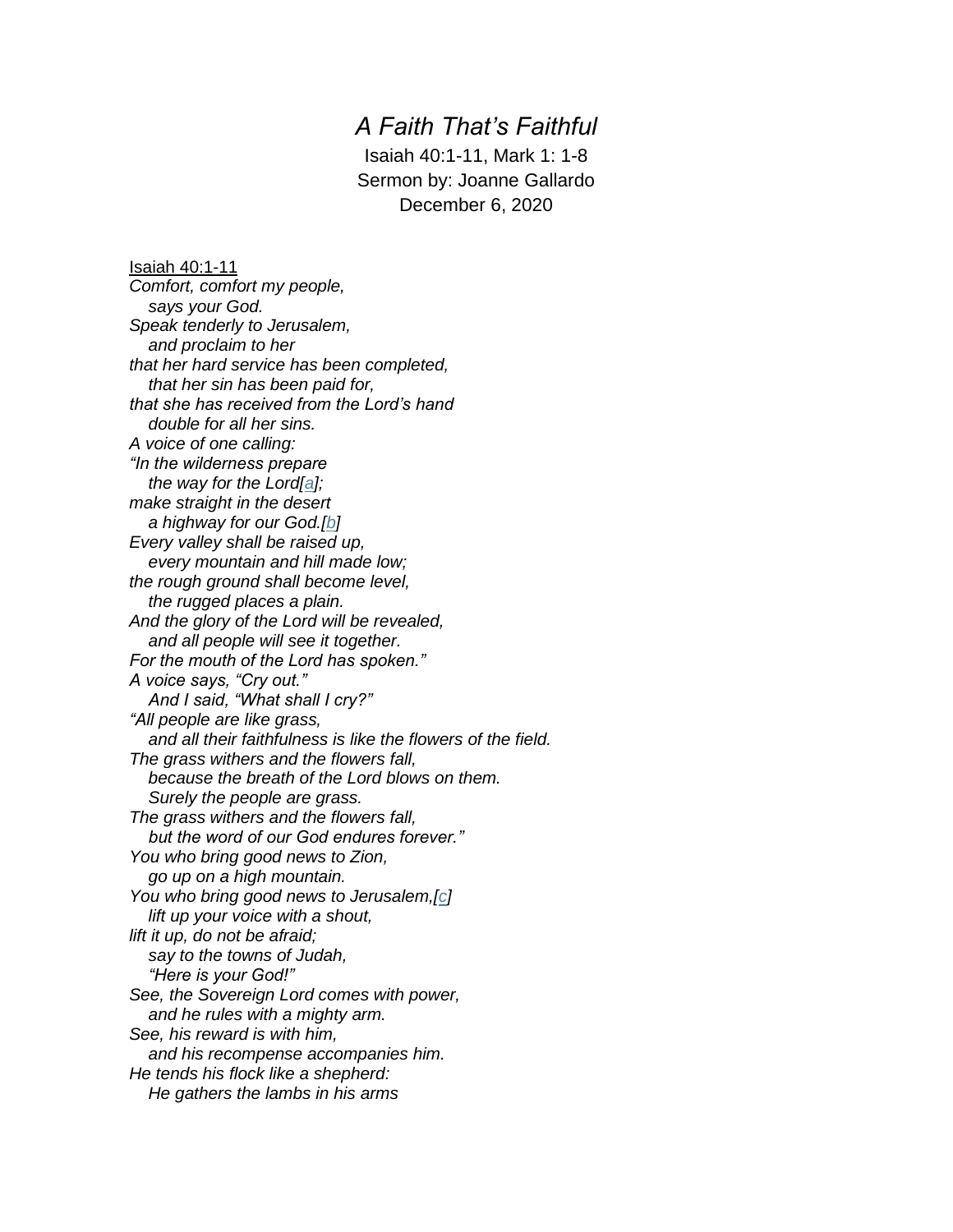# *A Faith That's Faithful*

Isaiah 40:1-11, Mark 1: 1-8
Sermon by: Joanne Gallardo
December 6, 2020

Isaiah 40:1-11

*Comfort, comfort my people,*
*says your God.*
*Speak tenderly to Jerusalem,*
*and proclaim to her*
*that her hard service has been completed,*
*that her sin has been paid for,*
*that she has received from the Lord's hand*
*double for all her sins.*
*A voice of one calling:*
*"In the wilderness prepare*
*the way for the Lord[a];*
*make straight in the desert*
*a highway for our God.[b]*
*Every valley shall be raised up,*
*every mountain and hill made low;*
*the rough ground shall become level,*
*the rugged places a plain.*
*And the glory of the Lord will be revealed,*
*and all people will see it together.*
*For the mouth of the Lord has spoken."*
*A voice says, "Cry out."*
*And I said, "What shall I cry?"*
*"All people are like grass,*
*and all their faithfulness is like the flowers of the field.*
*The grass withers and the flowers fall,*
*because the breath of the Lord blows on them.*
*Surely the people are grass.*
*The grass withers and the flowers fall,*
*but the word of our God endures forever."*
*You who bring good news to Zion,*
*go up on a high mountain.*
*You who bring good news to Jerusalem,[c]*
*lift up your voice with a shout,*
*lift it up, do not be afraid;*
*say to the towns of Judah,*
*"Here is your God!"*
*See, the Sovereign Lord comes with power,*
*and he rules with a mighty arm.*
*See, his reward is with him,*
*and his recompense accompanies him.*
*He tends his flock like a shepherd:*
*He gathers the lambs in his arms*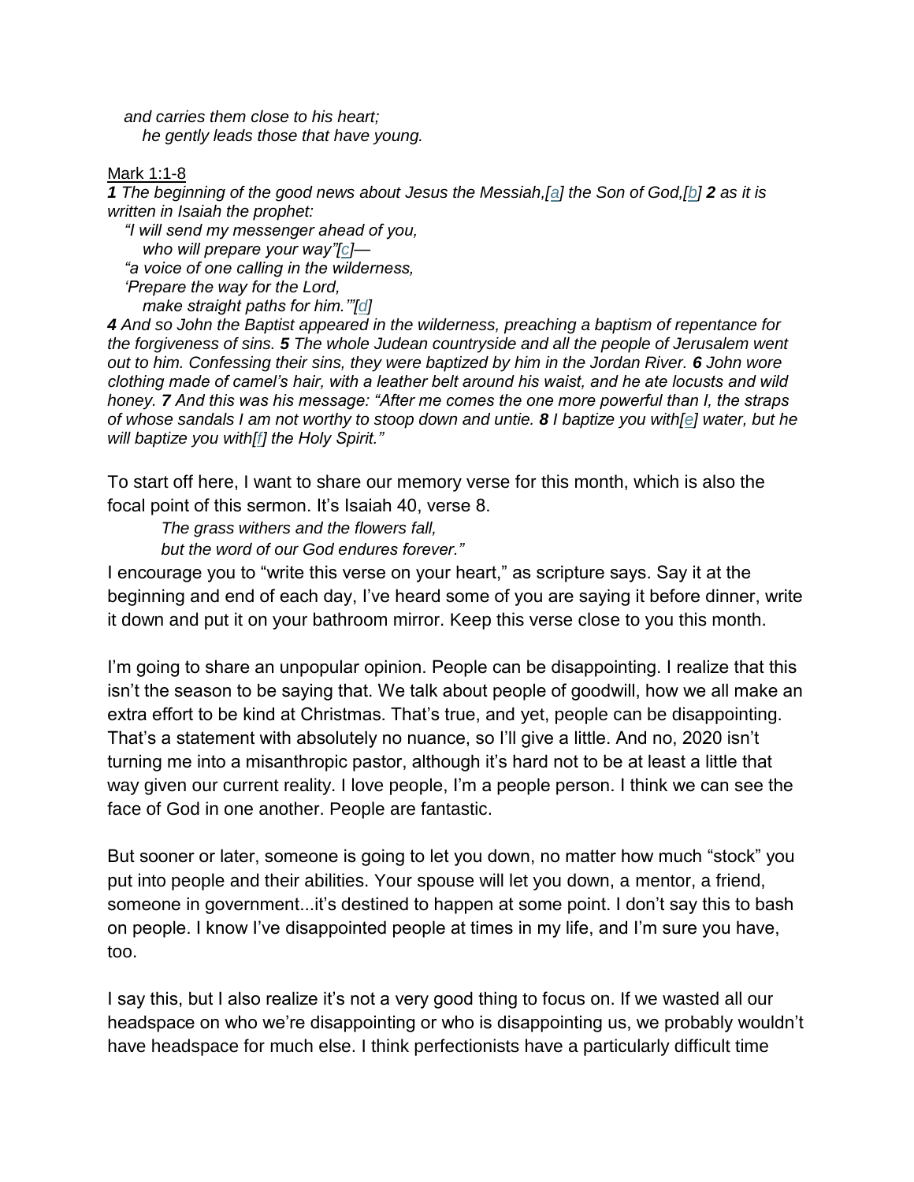*and carries them close to his heart;*
*he gently leads those that have young.*

Mark 1:1-8

***1** The beginning of the good news about Jesus the Messiah,[a] the Son of God,[b] **2** as it is written in Isaiah the prophet:*

*"I will send my messenger ahead of you,*
*who will prepare your way"[c]—*
*"a voice of one calling in the wilderness,*
*'Prepare the way for the Lord,*
*make straight paths for him.'"[d]*

***4** And so John the Baptist appeared in the wilderness, preaching a baptism of repentance for the forgiveness of sins. **5** The whole Judean countryside and all the people of Jerusalem went out to him. Confessing their sins, they were baptized by him in the Jordan River. **6** John wore clothing made of camel's hair, with a leather belt around his waist, and he ate locusts and wild honey. **7** And this was his message: "After me comes the one more powerful than I, the straps of whose sandals I am not worthy to stoop down and untie. **8** I baptize you with[e] water, but he will baptize you with[f] the Holy Spirit."*

To start off here, I want to share our memory verse for this month, which is also the focal point of this sermon. It's Isaiah 40, verse 8.

*The grass withers and the flowers fall,*
*but the word of our God endures forever."*

I encourage you to "write this verse on your heart," as scripture says. Say it at the beginning and end of each day, I've heard some of you are saying it before dinner, write it down and put it on your bathroom mirror. Keep this verse close to you this month.

I'm going to share an unpopular opinion. People can be disappointing. I realize that this isn't the season to be saying that. We talk about people of goodwill, how we all make an extra effort to be kind at Christmas. That's true, and yet, people can be disappointing. That's a statement with absolutely no nuance, so I'll give a little. And no, 2020 isn't turning me into a misanthropic pastor, although it's hard not to be at least a little that way given our current reality. I love people, I'm a people person. I think we can see the face of God in one another. People are fantastic.

But sooner or later, someone is going to let you down, no matter how much "stock" you put into people and their abilities. Your spouse will let you down, a mentor, a friend, someone in government...it's destined to happen at some point. I don't say this to bash on people. I know I've disappointed people at times in my life, and I'm sure you have, too.

I say this, but I also realize it's not a very good thing to focus on. If we wasted all our headspace on who we're disappointing or who is disappointing us, we probably wouldn't have headspace for much else. I think perfectionists have a particularly difficult time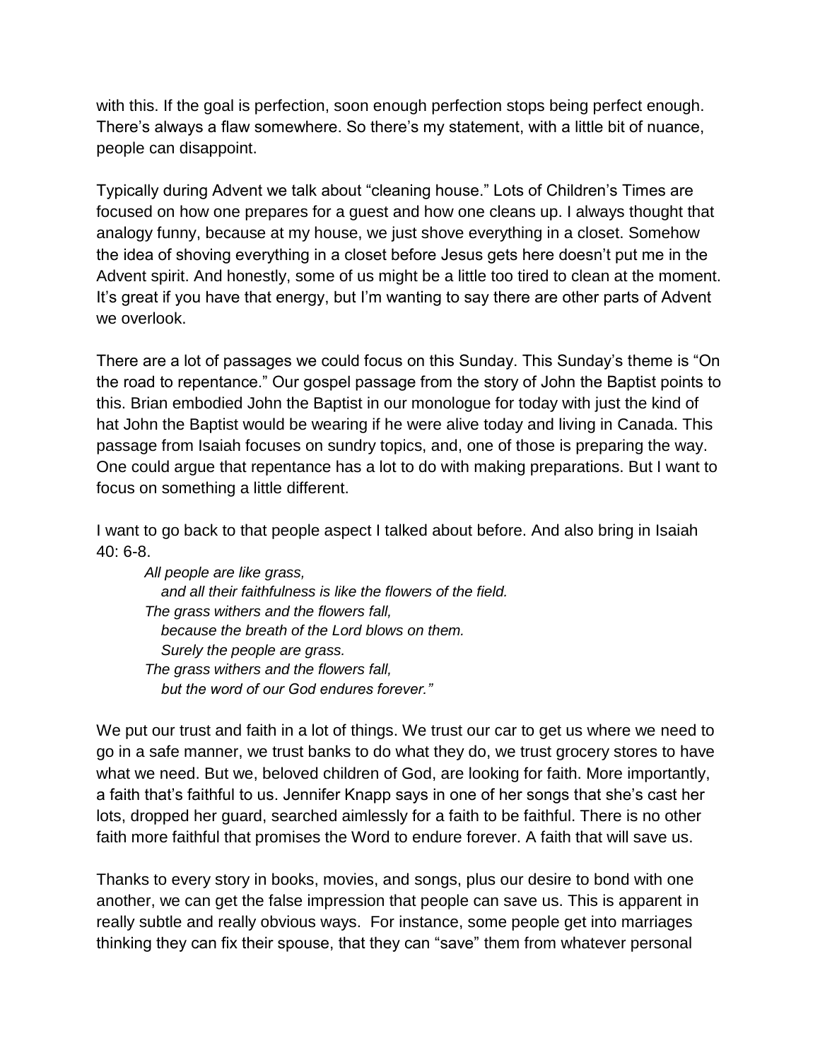with this. If the goal is perfection, soon enough perfection stops being perfect enough. There's always a flaw somewhere. So there's my statement, with a little bit of nuance, people can disappoint.

Typically during Advent we talk about "cleaning house." Lots of Children's Times are focused on how one prepares for a guest and how one cleans up. I always thought that analogy funny, because at my house, we just shove everything in a closet. Somehow the idea of shoving everything in a closet before Jesus gets here doesn't put me in the Advent spirit. And honestly, some of us might be a little too tired to clean at the moment. It's great if you have that energy, but I'm wanting to say there are other parts of Advent we overlook.

There are a lot of passages we could focus on this Sunday. This Sunday's theme is "On the road to repentance." Our gospel passage from the story of John the Baptist points to this. Brian embodied John the Baptist in our monologue for today with just the kind of hat John the Baptist would be wearing if he were alive today and living in Canada. This passage from Isaiah focuses on sundry topics, and, one of those is preparing the way. One could argue that repentance has a lot to do with making preparations. But I want to focus on something a little different.

I want to go back to that people aspect I talked about before. And also bring in Isaiah 40: 6-8.

> *All people are like grass,*
> *and all their faithfulness is like the flowers of the field.*
> *The grass withers and the flowers fall,*
> *because the breath of the Lord blows on them.*
> *Surely the people are grass.*
> *The grass withers and the flowers fall,*
> *but the word of our God endures forever."*

We put our trust and faith in a lot of things. We trust our car to get us where we need to go in a safe manner, we trust banks to do what they do, we trust grocery stores to have what we need. But we, beloved children of God, are looking for faith. More importantly, a faith that's faithful to us. Jennifer Knapp says in one of her songs that she's cast her lots, dropped her guard, searched aimlessly for a faith to be faithful. There is no other faith more faithful that promises the Word to endure forever. A faith that will save us.

Thanks to every story in books, movies, and songs, plus our desire to bond with one another, we can get the false impression that people can save us. This is apparent in really subtle and really obvious ways. For instance, some people get into marriages thinking they can fix their spouse, that they can "save" them from whatever personal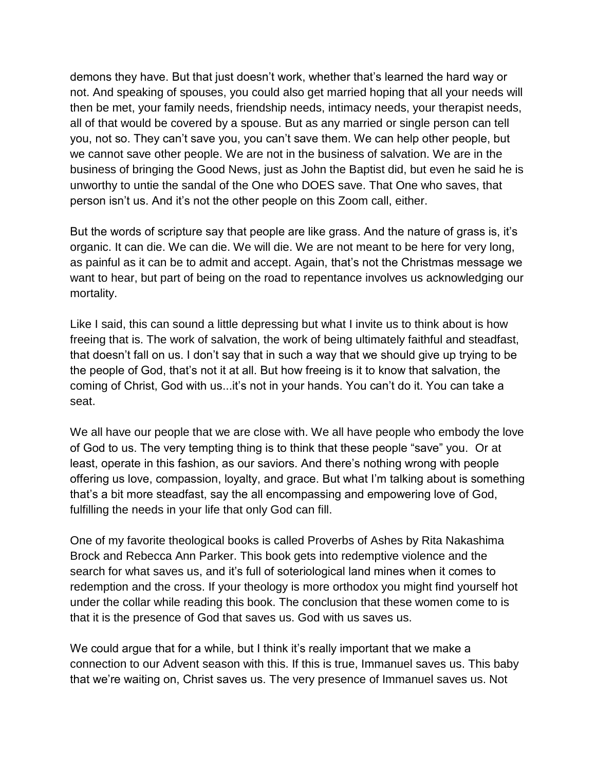demons they have. But that just doesn't work, whether that's learned the hard way or not. And speaking of spouses, you could also get married hoping that all your needs will then be met, your family needs, friendship needs, intimacy needs, your therapist needs, all of that would be covered by a spouse. But as any married or single person can tell you, not so. They can't save you, you can't save them. We can help other people, but we cannot save other people. We are not in the business of salvation. We are in the business of bringing the Good News, just as John the Baptist did, but even he said he is unworthy to untie the sandal of the One who DOES save. That One who saves, that person isn't us. And it's not the other people on this Zoom call, either.

But the words of scripture say that people are like grass. And the nature of grass is, it's organic. It can die. We can die. We will die. We are not meant to be here for very long, as painful as it can be to admit and accept. Again, that's not the Christmas message we want to hear, but part of being on the road to repentance involves us acknowledging our mortality.

Like I said, this can sound a little depressing but what I invite us to think about is how freeing that is. The work of salvation, the work of being ultimately faithful and steadfast, that doesn't fall on us. I don't say that in such a way that we should give up trying to be the people of God, that's not it at all. But how freeing is it to know that salvation, the coming of Christ, God with us...it's not in your hands. You can't do it. You can take a seat.

We all have our people that we are close with. We all have people who embody the love of God to us. The very tempting thing is to think that these people "save" you. Or at least, operate in this fashion, as our saviors. And there's nothing wrong with people offering us love, compassion, loyalty, and grace. But what I'm talking about is something that's a bit more steadfast, say the all encompassing and empowering love of God, fulfilling the needs in your life that only God can fill.

One of my favorite theological books is called Proverbs of Ashes by Rita Nakashima Brock and Rebecca Ann Parker. This book gets into redemptive violence and the search for what saves us, and it's full of soteriological land mines when it comes to redemption and the cross. If your theology is more orthodox you might find yourself hot under the collar while reading this book. The conclusion that these women come to is that it is the presence of God that saves us. God with us saves us.

We could argue that for a while, but I think it's really important that we make a connection to our Advent season with this. If this is true, Immanuel saves us. This baby that we're waiting on, Christ saves us. The very presence of Immanuel saves us. Not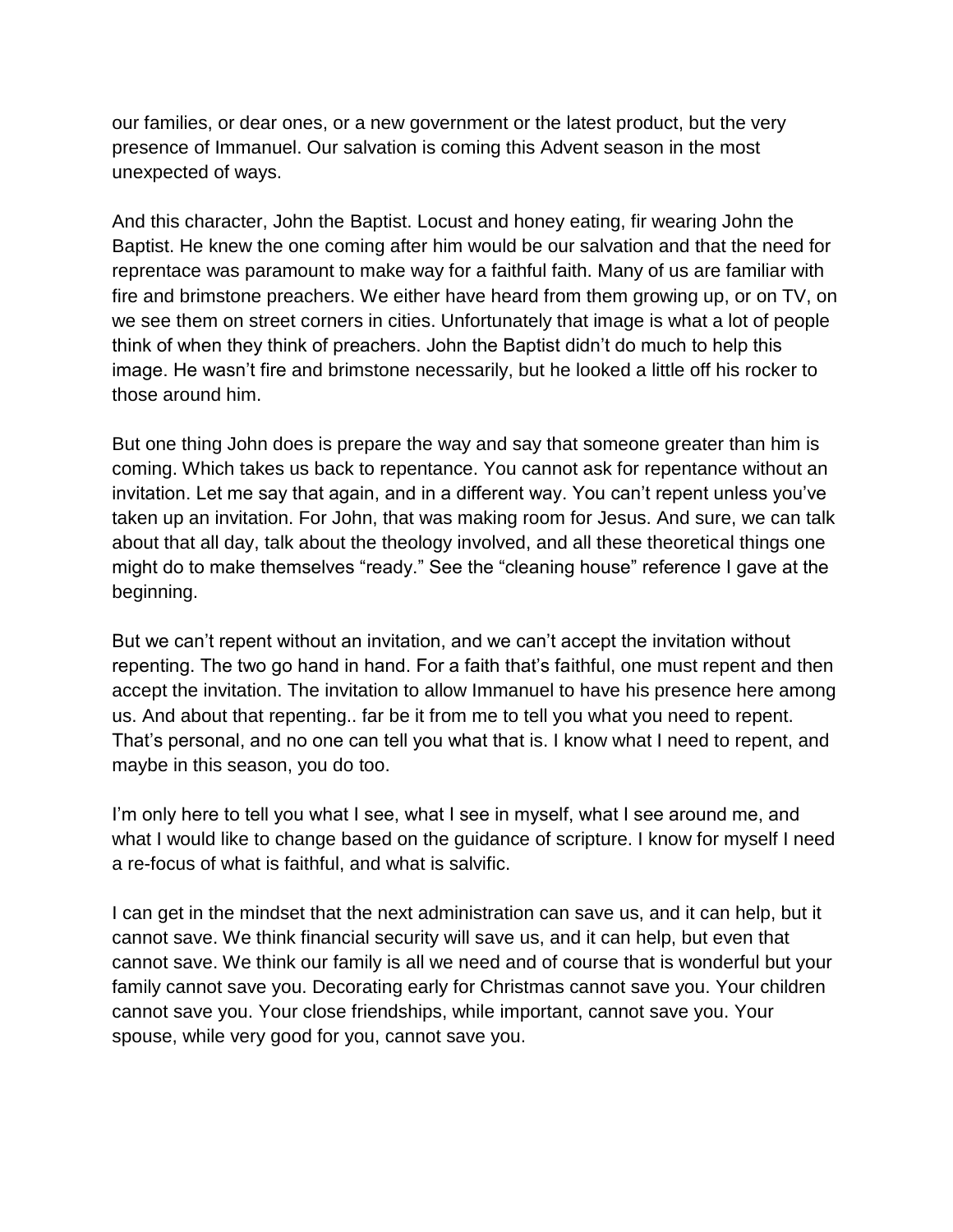our families, or dear ones, or a new government or the latest product, but the very presence of Immanuel. Our salvation is coming this Advent season in the most unexpected of ways.

And this character, John the Baptist. Locust and honey eating, fir wearing John the Baptist. He knew the one coming after him would be our salvation and that the need for reprentace was paramount to make way for a faithful faith. Many of us are familiar with fire and brimstone preachers. We either have heard from them growing up, or on TV, on we see them on street corners in cities. Unfortunately that image is what a lot of people think of when they think of preachers. John the Baptist didn't do much to help this image. He wasn't fire and brimstone necessarily, but he looked a little off his rocker to those around him.

But one thing John does is prepare the way and say that someone greater than him is coming. Which takes us back to repentance. You cannot ask for repentance without an invitation. Let me say that again, and in a different way. You can't repent unless you've taken up an invitation. For John, that was making room for Jesus. And sure, we can talk about that all day, talk about the theology involved, and all these theoretical things one might do to make themselves "ready." See the "cleaning house" reference I gave at the beginning.

But we can't repent without an invitation, and we can't accept the invitation without repenting. The two go hand in hand. For a faith that's faithful, one must repent and then accept the invitation. The invitation to allow Immanuel to have his presence here among us. And about that repenting.. far be it from me to tell you what you need to repent. That's personal, and no one can tell you what that is. I know what I need to repent, and maybe in this season, you do too.

I'm only here to tell you what I see, what I see in myself, what I see around me, and what I would like to change based on the guidance of scripture. I know for myself I need a re-focus of what is faithful, and what is salvific.

I can get in the mindset that the next administration can save us, and it can help, but it cannot save. We think financial security will save us, and it can help, but even that cannot save. We think our family is all we need and of course that is wonderful but your family cannot save you. Decorating early for Christmas cannot save you. Your children cannot save you. Your close friendships, while important, cannot save you. Your spouse, while very good for you, cannot save you.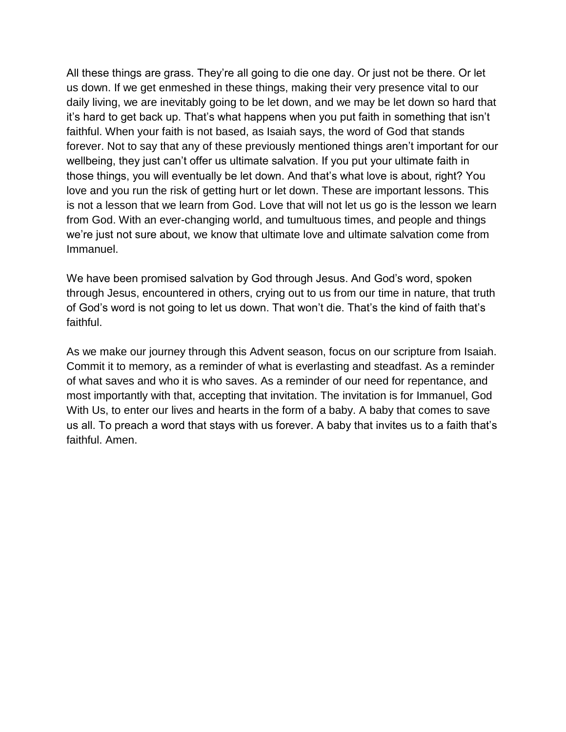All these things are grass. They're all going to die one day. Or just not be there. Or let us down. If we get enmeshed in these things, making their very presence vital to our daily living, we are inevitably going to be let down, and we may be let down so hard that it's hard to get back up. That's what happens when you put faith in something that isn't faithful. When your faith is not based, as Isaiah says, the word of God that stands forever. Not to say that any of these previously mentioned things aren't important for our wellbeing, they just can't offer us ultimate salvation. If you put your ultimate faith in those things, you will eventually be let down. And that's what love is about, right? You love and you run the risk of getting hurt or let down. These are important lessons. This is not a lesson that we learn from God. Love that will not let us go is the lesson we learn from God. With an ever-changing world, and tumultuous times, and people and things we're just not sure about, we know that ultimate love and ultimate salvation come from Immanuel.

We have been promised salvation by God through Jesus. And God's word, spoken through Jesus, encountered in others, crying out to us from our time in nature, that truth of God's word is not going to let us down. That won't die. That's the kind of faith that's faithful.

As we make our journey through this Advent season, focus on our scripture from Isaiah. Commit it to memory, as a reminder of what is everlasting and steadfast. As a reminder of what saves and who it is who saves. As a reminder of our need for repentance, and most importantly with that, accepting that invitation. The invitation is for Immanuel, God With Us, to enter our lives and hearts in the form of a baby. A baby that comes to save us all. To preach a word that stays with us forever. A baby that invites us to a faith that's faithful. Amen.